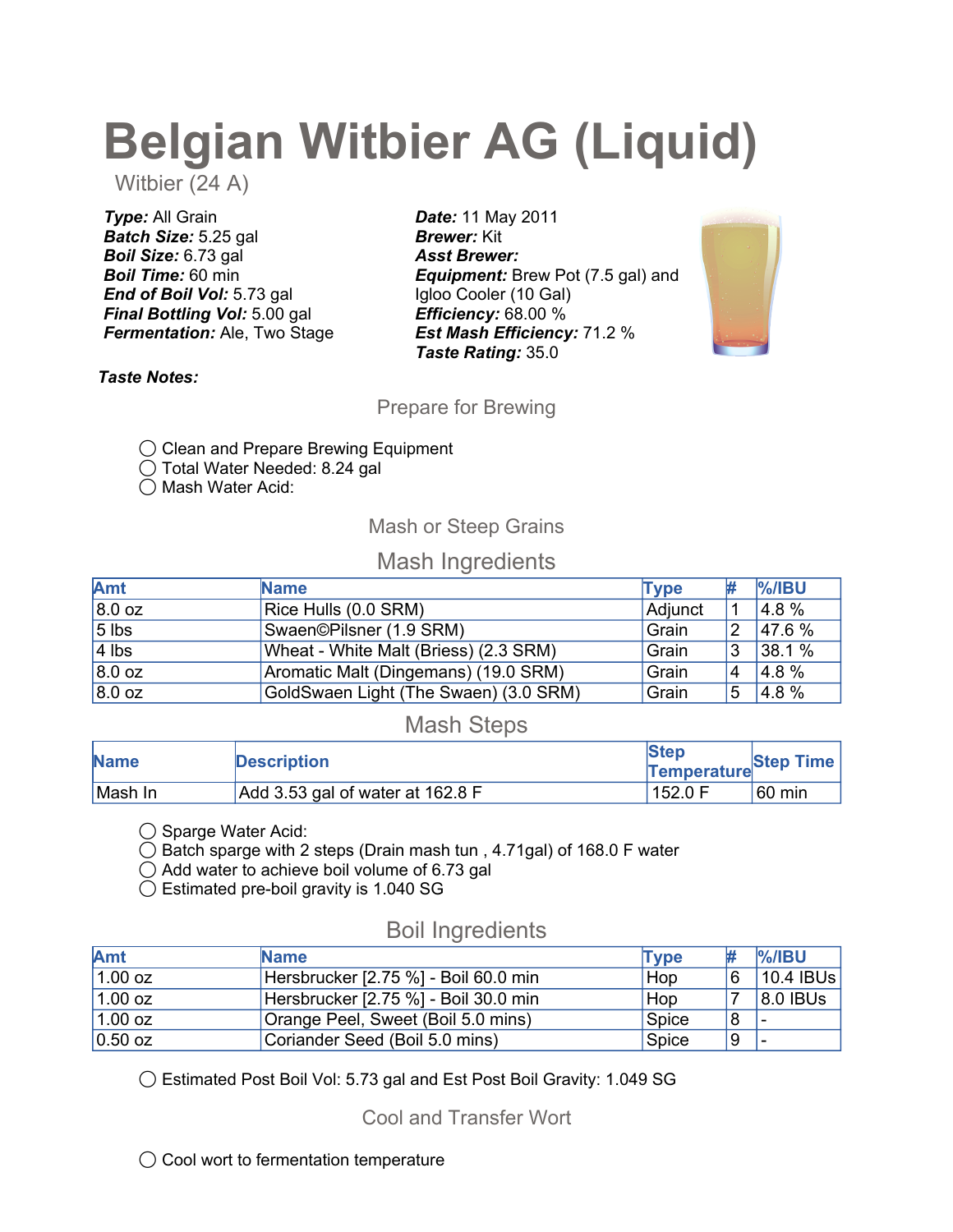# Belgian Witbier AG (Liquid)

Witbier (24 A)

***Type:*** All Grain
***Batch Size:*** 5.25 gal
***Boil Size:*** 6.73 gal
***Boil Time:*** 60 min
***End of Boil Vol:*** 5.73 gal
***Final Bottling Vol:*** 5.00 gal
***Fermentation:*** Ale, Two Stage

***Date:*** 11 May 2011
***Brewer:*** Kit
***Asst Brewer:***
***Equipment:*** Brew Pot (7.5 gal) and Igloo Cooler (10 Gal)
***Efficiency:*** 68.00 %
***Est Mash Efficiency:*** 71.2 %
***Taste Rating:*** 35.0

***Taste Notes:***

## Prepare for Brewing

- ◯ Clean and Prepare Brewing Equipment
- ◯ Total Water Needed: 8.24 gal
- ◯ Mash Water Acid:

## Mash or Steep Grains

### Mash Ingredients

| Amt | Name | Type | # | %/IBU |
|---|---|---|---|---|
| 8.0 oz | Rice Hulls (0.0 SRM) | Adjunct | 1 | 4.8 % |
| 5 lbs | Swaen©Pilsner (1.9 SRM) | Grain | 2 | 47.6 % |
| 4 lbs | Wheat - White Malt (Briess) (2.3 SRM) | Grain | 3 | 38.1 % |
| 8.0 oz | Aromatic Malt (Dingemans) (19.0 SRM) | Grain | 4 | 4.8 % |
| 8.0 oz | GoldSwaen Light (The Swaen) (3.0 SRM) | Grain | 5 | 4.8 % |

### Mash Steps

| Name | Description | Step Temperature | Step Time |
|---|---|---|---|
| Mash In | Add 3.53 gal of water at 162.8 F | 152.0 F | 60 min |

- ◯ Sparge Water Acid:
- ◯ Batch sparge with 2 steps (Drain mash tun , 4.71gal) of 168.0 F water
- ◯ Add water to achieve boil volume of 6.73 gal
- ◯ Estimated pre-boil gravity is 1.040 SG

### Boil Ingredients

| Amt | Name | Type | # | %/IBU |
|---|---|---|---|---|
| 1.00 oz | Hersbrucker [2.75 %] - Boil 60.0 min | Hop | 6 | 10.4 IBUs |
| 1.00 oz | Hersbrucker [2.75 %] - Boil 30.0 min | Hop | 7 | 8.0 IBUs |
| 1.00 oz | Orange Peel, Sweet (Boil 5.0 mins) | Spice | 8 | - |
| 0.50 oz | Coriander Seed (Boil 5.0 mins) | Spice | 9 | - |

- ◯ Estimated Post Boil Vol: 5.73 gal and Est Post Boil Gravity: 1.049 SG

## Cool and Transfer Wort

- ◯ Cool wort to fermentation temperature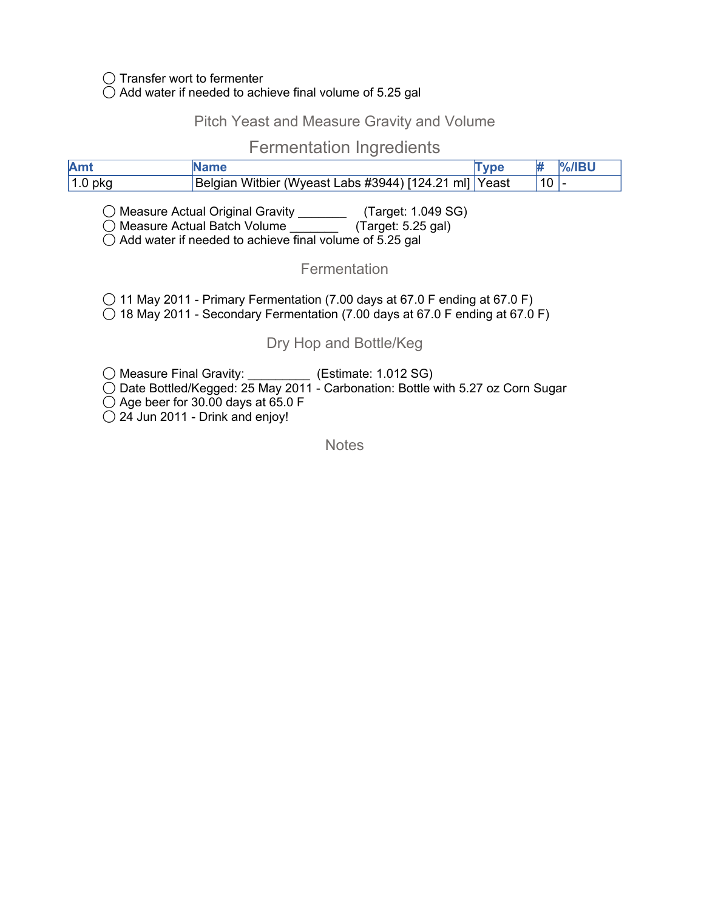◯ Transfer wort to fermenter
◯ Add water if needed to achieve final volume of 5.25 gal

## Pitch Yeast and Measure Gravity and Volume

## Fermentation Ingredients

| Amt | Name | Type | # | %/IBU |
|---|---|---|---|---|
| 1.0 pkg | Belgian Witbier (Wyeast Labs #3944) [124.21 ml] | Yeast | 10 | - |

◯ Measure Actual Original Gravity _______ (Target: 1.049 SG)
◯ Measure Actual Batch Volume _______ (Target: 5.25 gal)
◯ Add water if needed to achieve final volume of 5.25 gal

## Fermentation

◯ 11 May 2011 - Primary Fermentation (7.00 days at 67.0 F ending at 67.0 F)
◯ 18 May 2011 - Secondary Fermentation (7.00 days at 67.0 F ending at 67.0 F)

## Dry Hop and Bottle/Keg

◯ Measure Final Gravity: _________ (Estimate: 1.012 SG)
◯ Date Bottled/Kegged: 25 May 2011 - Carbonation: Bottle with 5.27 oz Corn Sugar
◯ Age beer for 30.00 days at 65.0 F
◯ 24 Jun 2011 - Drink and enjoy!

## Notes